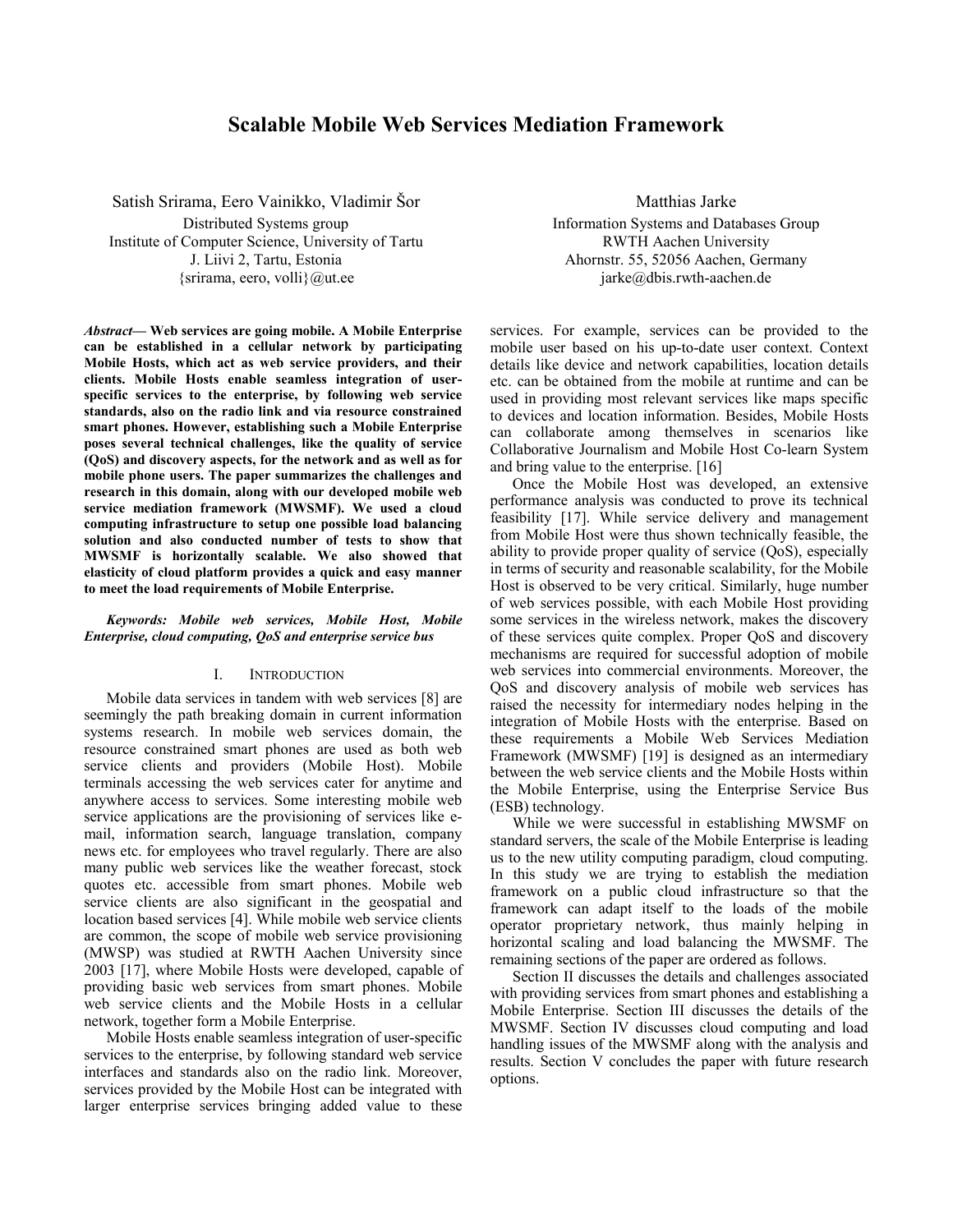# Scalable Mobile Web Services Mediation Framework

Satish Srirama, Eero Vainikko, Vladimir Šor
Distributed Systems group
Institute of Computer Science, University of Tartu
J. Liivi 2, Tartu, Estonia
{srirama, eero, volli}@ut.ee

Matthias Jarke
Information Systems and Databases Group
RWTH Aachen University
Ahornstr. 55, 52056 Aachen, Germany
jarke@dbis.rwth-aachen.de

***Abstract*— Web services are going mobile. A Mobile Enterprise can be established in a cellular network by participating Mobile Hosts, which act as web service providers, and their clients. Mobile Hosts enable seamless integration of user-specific services to the enterprise, by following web service standards, also on the radio link and via resource constrained smart phones. However, establishing such a Mobile Enterprise poses several technical challenges, like the quality of service (QoS) and discovery aspects, for the network and as well as for mobile phone users. The paper summarizes the challenges and research in this domain, along with our developed mobile web service mediation framework (MWSMF). We used a cloud computing infrastructure to setup one possible load balancing solution and also conducted number of tests to show that MWSMF is horizontally scalable. We also showed that elasticity of cloud platform provides a quick and easy manner to meet the load requirements of Mobile Enterprise.**

***Keywords: Mobile web services, Mobile Host, Mobile Enterprise, cloud computing, QoS and enterprise service bus***

## I. Introduction

Mobile data services in tandem with web services [8] are seemingly the path breaking domain in current information systems research. In mobile web services domain, the resource constrained smart phones are used as both web service clients and providers (Mobile Host). Mobile terminals accessing the web services cater for anytime and anywhere access to services. Some interesting mobile web service applications are the provisioning of services like e-mail, information search, language translation, company news etc. for employees who travel regularly. There are also many public web services like the weather forecast, stock quotes etc. accessible from smart phones. Mobile web service clients are also significant in the geospatial and location based services [4]. While mobile web service clients are common, the scope of mobile web service provisioning (MWSP) was studied at RWTH Aachen University since 2003 [17], where Mobile Hosts were developed, capable of providing basic web services from smart phones. Mobile web service clients and the Mobile Hosts in a cellular network, together form a Mobile Enterprise.

Mobile Hosts enable seamless integration of user-specific services to the enterprise, by following standard web service interfaces and standards also on the radio link. Moreover, services provided by the Mobile Host can be integrated with larger enterprise services bringing added value to these services. For example, services can be provided to the mobile user based on his up-to-date user context. Context details like device and network capabilities, location details etc. can be obtained from the mobile at runtime and can be used in providing most relevant services like maps specific to devices and location information. Besides, Mobile Hosts can collaborate among themselves in scenarios like Collaborative Journalism and Mobile Host Co-learn System and bring value to the enterprise. [16]

Once the Mobile Host was developed, an extensive performance analysis was conducted to prove its technical feasibility [17]. While service delivery and management from Mobile Host were thus shown technically feasible, the ability to provide proper quality of service (QoS), especially in terms of security and reasonable scalability, for the Mobile Host is observed to be very critical. Similarly, huge number of web services possible, with each Mobile Host providing some services in the wireless network, makes the discovery of these services quite complex. Proper QoS and discovery mechanisms are required for successful adoption of mobile web services into commercial environments. Moreover, the QoS and discovery analysis of mobile web services has raised the necessity for intermediary nodes helping in the integration of Mobile Hosts with the enterprise. Based on these requirements a Mobile Web Services Mediation Framework (MWSMF) [19] is designed as an intermediary between the web service clients and the Mobile Hosts within the Mobile Enterprise, using the Enterprise Service Bus (ESB) technology.

While we were successful in establishing MWSMF on standard servers, the scale of the Mobile Enterprise is leading us to the new utility computing paradigm, cloud computing. In this study we are trying to establish the mediation framework on a public cloud infrastructure so that the framework can adapt itself to the loads of the mobile operator proprietary network, thus mainly helping in horizontal scaling and load balancing the MWSMF. The remaining sections of the paper are ordered as follows.

Section II discusses the details and challenges associated with providing services from smart phones and establishing a Mobile Enterprise. Section III discusses the details of the MWSMF. Section IV discusses cloud computing and load handling issues of the MWSMF along with the analysis and results. Section V concludes the paper with future research options.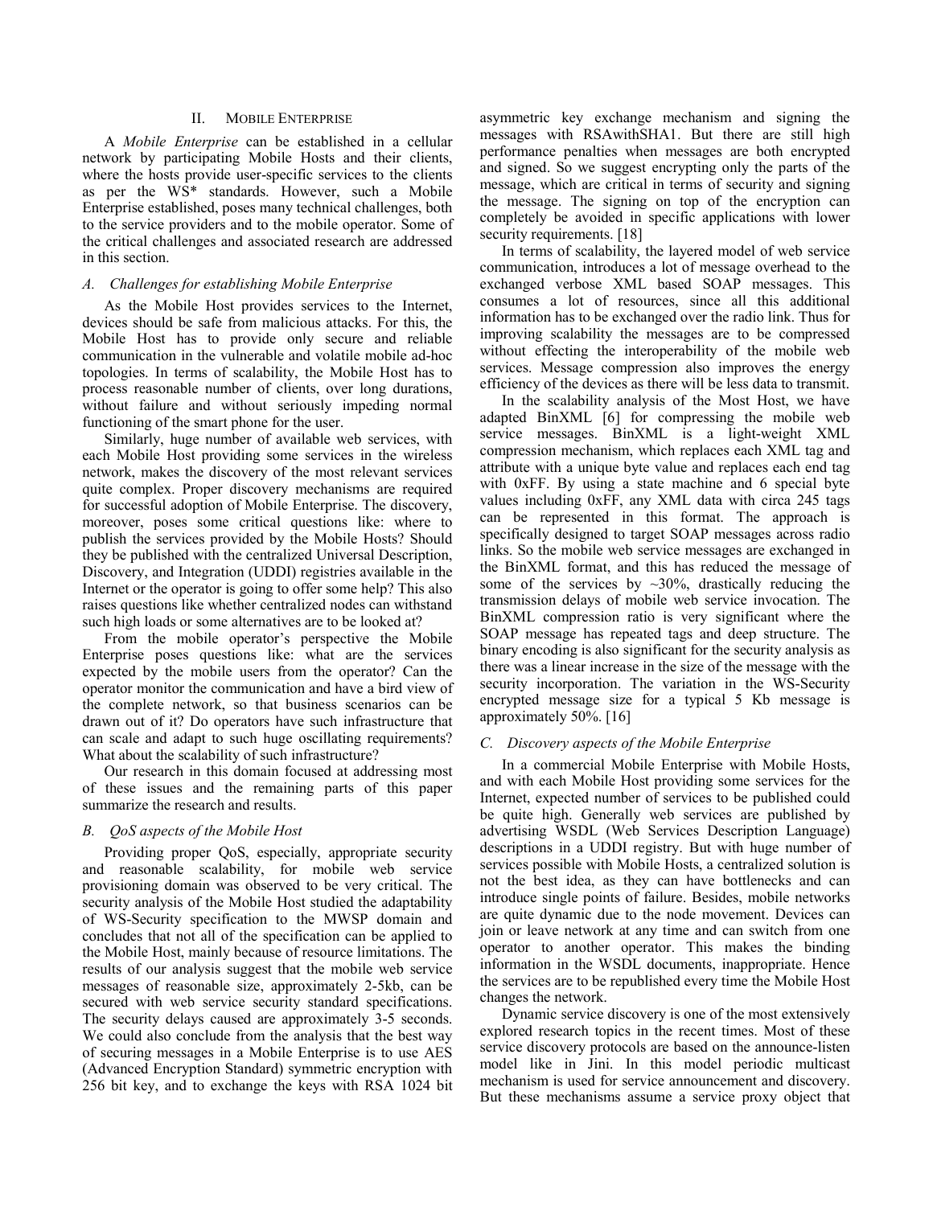## II. MOBILE ENTERPRISE

A *Mobile Enterprise* can be established in a cellular network by participating Mobile Hosts and their clients, where the hosts provide user-specific services to the clients as per the WS* standards. However, such a Mobile Enterprise established, poses many technical challenges, both to the service providers and to the mobile operator. Some of the critical challenges and associated research are addressed in this section.

### *A. Challenges for establishing Mobile Enterprise*

As the Mobile Host provides services to the Internet, devices should be safe from malicious attacks. For this, the Mobile Host has to provide only secure and reliable communication in the vulnerable and volatile mobile ad-hoc topologies. In terms of scalability, the Mobile Host has to process reasonable number of clients, over long durations, without failure and without seriously impeding normal functioning of the smart phone for the user.

Similarly, huge number of available web services, with each Mobile Host providing some services in the wireless network, makes the discovery of the most relevant services quite complex. Proper discovery mechanisms are required for successful adoption of Mobile Enterprise. The discovery, moreover, poses some critical questions like: where to publish the services provided by the Mobile Hosts? Should they be published with the centralized Universal Description, Discovery, and Integration (UDDI) registries available in the Internet or the operator is going to offer some help? This also raises questions like whether centralized nodes can withstand such high loads or some alternatives are to be looked at?

From the mobile operator's perspective the Mobile Enterprise poses questions like: what are the services expected by the mobile users from the operator? Can the operator monitor the communication and have a bird view of the complete network, so that business scenarios can be drawn out of it? Do operators have such infrastructure that can scale and adapt to such huge oscillating requirements? What about the scalability of such infrastructure?

Our research in this domain focused at addressing most of these issues and the remaining parts of this paper summarize the research and results.

### *B. QoS aspects of the Mobile Host*

Providing proper QoS, especially, appropriate security and reasonable scalability, for mobile web service provisioning domain was observed to be very critical. The security analysis of the Mobile Host studied the adaptability of WS-Security specification to the MWSP domain and concludes that not all of the specification can be applied to the Mobile Host, mainly because of resource limitations. The results of our analysis suggest that the mobile web service messages of reasonable size, approximately 2-5kb, can be secured with web service security standard specifications. The security delays caused are approximately 3-5 seconds. We could also conclude from the analysis that the best way of securing messages in a Mobile Enterprise is to use AES (Advanced Encryption Standard) symmetric encryption with 256 bit key, and to exchange the keys with RSA 1024 bit asymmetric key exchange mechanism and signing the messages with RSAwithSHA1. But there are still high performance penalties when messages are both encrypted and signed. So we suggest encrypting only the parts of the message, which are critical in terms of security and signing the message. The signing on top of the encryption can completely be avoided in specific applications with lower security requirements. [18]

In terms of scalability, the layered model of web service communication, introduces a lot of message overhead to the exchanged verbose XML based SOAP messages. This consumes a lot of resources, since all this additional information has to be exchanged over the radio link. Thus for improving scalability the messages are to be compressed without effecting the interoperability of the mobile web services. Message compression also improves the energy efficiency of the devices as there will be less data to transmit.

In the scalability analysis of the Most Host, we have adapted BinXML [6] for compressing the mobile web service messages. BinXML is a light-weight XML compression mechanism, which replaces each XML tag and attribute with a unique byte value and replaces each end tag with 0xFF. By using a state machine and 6 special byte values including 0xFF, any XML data with circa 245 tags can be represented in this format. The approach is specifically designed to target SOAP messages across radio links. So the mobile web service messages are exchanged in the BinXML format, and this has reduced the message of some of the services by ~30%, drastically reducing the transmission delays of mobile web service invocation. The BinXML compression ratio is very significant where the SOAP message has repeated tags and deep structure. The binary encoding is also significant for the security analysis as there was a linear increase in the size of the message with the security incorporation. The variation in the WS-Security encrypted message size for a typical 5 Kb message is approximately 50%. [16]

### *C. Discovery aspects of the Mobile Enterprise*

In a commercial Mobile Enterprise with Mobile Hosts, and with each Mobile Host providing some services for the Internet, expected number of services to be published could be quite high. Generally web services are published by advertising WSDL (Web Services Description Language) descriptions in a UDDI registry. But with huge number of services possible with Mobile Hosts, a centralized solution is not the best idea, as they can have bottlenecks and can introduce single points of failure. Besides, mobile networks are quite dynamic due to the node movement. Devices can join or leave network at any time and can switch from one operator to another operator. This makes the binding information in the WSDL documents, inappropriate. Hence the services are to be republished every time the Mobile Host changes the network.

Dynamic service discovery is one of the most extensively explored research topics in the recent times. Most of these service discovery protocols are based on the announce-listen model like in Jini. In this model periodic multicast mechanism is used for service announcement and discovery. But these mechanisms assume a service proxy object that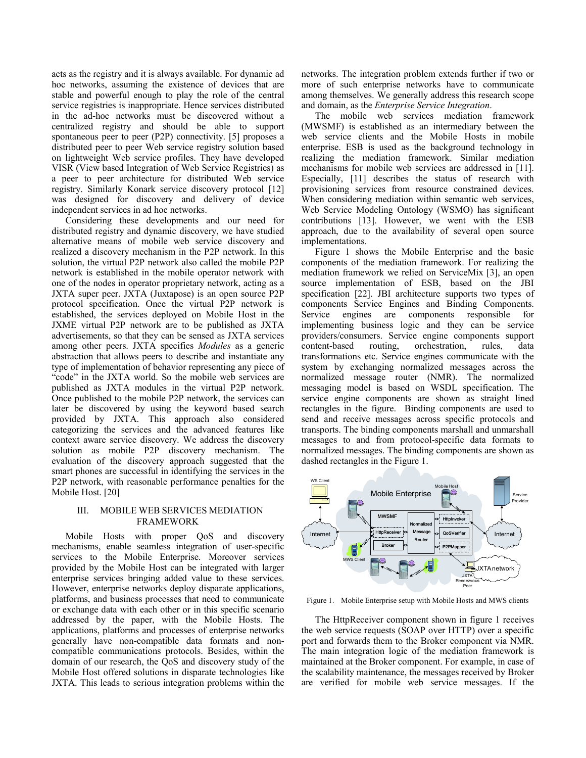acts as the registry and it is always available. For dynamic ad hoc networks, assuming the existence of devices that are stable and powerful enough to play the role of the central service registries is inappropriate. Hence services distributed in the ad-hoc networks must be discovered without a centralized registry and should be able to support spontaneous peer to peer (P2P) connectivity. [5] proposes a distributed peer to peer Web service registry solution based on lightweight Web service profiles. They have developed VISR (View based Integration of Web Service Registries) as a peer to peer architecture for distributed Web service registry. Similarly Konark service discovery protocol [12] was designed for discovery and delivery of device independent services in ad hoc networks.

Considering these developments and our need for distributed registry and dynamic discovery, we have studied alternative means of mobile web service discovery and realized a discovery mechanism in the P2P network. In this solution, the virtual P2P network also called the mobile P2P network is established in the mobile operator network with one of the nodes in operator proprietary network, acting as a JXTA super peer. JXTA (Juxtapose) is an open source P2P protocol specification. Once the virtual P2P network is established, the services deployed on Mobile Host in the JXME virtual P2P network are to be published as JXTA advertisements, so that they can be sensed as JXTA services among other peers. JXTA specifies *Modules* as a generic abstraction that allows peers to describe and instantiate any type of implementation of behavior representing any piece of "code" in the JXTA world. So the mobile web services are published as JXTA modules in the virtual P2P network. Once published to the mobile P2P network, the services can later be discovered by using the keyword based search provided by JXTA. This approach also considered categorizing the services and the advanced features like context aware service discovery. We address the discovery solution as mobile P2P discovery mechanism. The evaluation of the discovery approach suggested that the smart phones are successful in identifying the services in the P2P network, with reasonable performance penalties for the Mobile Host. [20]

## III. MOBILE WEB SERVICES MEDIATION FRAMEWORK

Mobile Hosts with proper QoS and discovery mechanisms, enable seamless integration of user-specific services to the Mobile Enterprise. Moreover services provided by the Mobile Host can be integrated with larger enterprise services bringing added value to these services. However, enterprise networks deploy disparate applications, platforms, and business processes that need to communicate or exchange data with each other or in this specific scenario addressed by the paper, with the Mobile Hosts. The applications, platforms and processes of enterprise networks generally have non-compatible data formats and non-compatible communications protocols. Besides, within the domain of our research, the QoS and discovery study of the Mobile Host offered solutions in disparate technologies like JXTA. This leads to serious integration problems within the networks. The integration problem extends further if two or more of such enterprise networks have to communicate among themselves. We generally address this research scope and domain, as the *Enterprise Service Integration*.

The mobile web services mediation framework (MWSMF) is established as an intermediary between the web service clients and the Mobile Hosts in mobile enterprise. ESB is used as the background technology in realizing the mediation framework. Similar mediation mechanisms for mobile web services are addressed in [11]. Especially, [11] describes the status of research with provisioning services from resource constrained devices. When considering mediation within semantic web services, Web Service Modeling Ontology (WSMO) has significant contributions [13]. However, we went with the ESB approach, due to the availability of several open source implementations.

Figure 1 shows the Mobile Enterprise and the basic components of the mediation framework. For realizing the mediation framework we relied on ServiceMix [3], an open source implementation of ESB, based on the JBI specification [22]. JBI architecture supports two types of components Service Engines and Binding Components. Service engines are components responsible for implementing business logic and they can be service providers/consumers. Service engine components support content-based routing, orchestration, rules, data transformations etc. Service engines communicate with the system by exchanging normalized messages across the normalized message router (NMR). The normalized messaging model is based on WSDL specification. The service engine components are shown as straight lined rectangles in the figure. Binding components are used to send and receive messages across specific protocols and transports. The binding components marshall and unmarshall messages to and from protocol-specific data formats to normalized messages. The binding components are shown as dashed rectangles in the Figure 1.

Figure 1. Mobile Enterprise setup with Mobile Hosts and MWS clients

The HttpReceiver component shown in figure 1 receives the web service requests (SOAP over HTTP) over a specific port and forwards them to the Broker component via NMR. The main integration logic of the mediation framework is maintained at the Broker component. For example, in case of the scalability maintenance, the messages received by Broker are verified for mobile web service messages. If the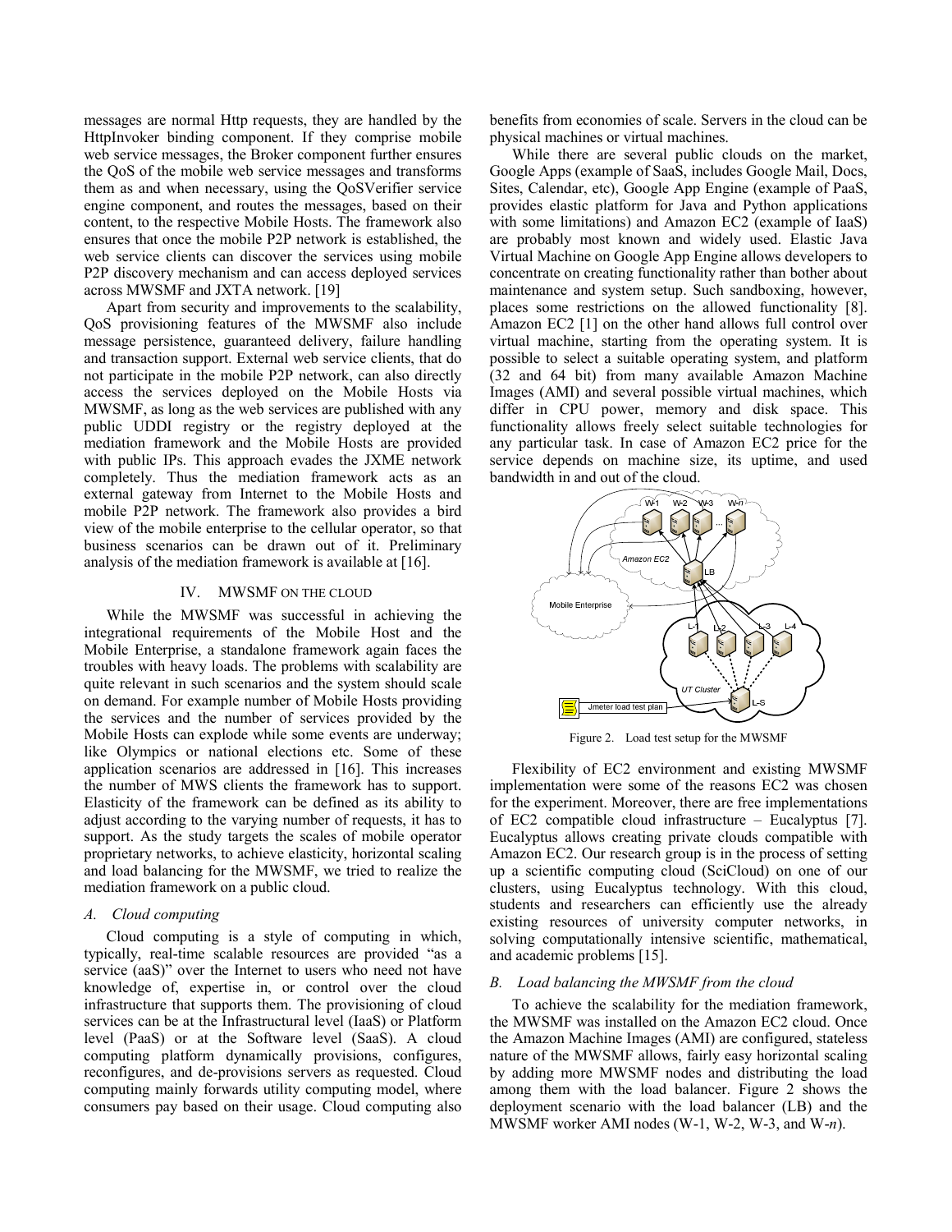messages are normal Http requests, they are handled by the HttpInvoker binding component. If they comprise mobile web service messages, the Broker component further ensures the QoS of the mobile web service messages and transforms them as and when necessary, using the QoSVerifier service engine component, and routes the messages, based on their content, to the respective Mobile Hosts. The framework also ensures that once the mobile P2P network is established, the web service clients can discover the services using mobile P2P discovery mechanism and can access deployed services across MWSMF and JXTA network. [19]

Apart from security and improvements to the scalability, QoS provisioning features of the MWSMF also include message persistence, guaranteed delivery, failure handling and transaction support. External web service clients, that do not participate in the mobile P2P network, can also directly access the services deployed on the Mobile Hosts via MWSMF, as long as the web services are published with any public UDDI registry or the registry deployed at the mediation framework and the Mobile Hosts are provided with public IPs. This approach evades the JXME network completely. Thus the mediation framework acts as an external gateway from Internet to the Mobile Hosts and mobile P2P network. The framework also provides a bird view of the mobile enterprise to the cellular operator, so that business scenarios can be drawn out of it. Preliminary analysis of the mediation framework is available at [16].

## IV. MWSMF ON THE CLOUD

While the MWSMF was successful in achieving the integrational requirements of the Mobile Host and the Mobile Enterprise, a standalone framework again faces the troubles with heavy loads. The problems with scalability are quite relevant in such scenarios and the system should scale on demand. For example number of Mobile Hosts providing the services and the number of services provided by the Mobile Hosts can explode while some events are underway; like Olympics or national elections etc. Some of these application scenarios are addressed in [16]. This increases the number of MWS clients the framework has to support. Elasticity of the framework can be defined as its ability to adjust according to the varying number of requests, it has to support. As the study targets the scales of mobile operator proprietary networks, to achieve elasticity, horizontal scaling and load balancing for the MWSMF, we tried to realize the mediation framework on a public cloud.

### *A. Cloud computing*

Cloud computing is a style of computing in which, typically, real-time scalable resources are provided "as a service (aaS)" over the Internet to users who need not have knowledge of, expertise in, or control over the cloud infrastructure that supports them. The provisioning of cloud services can be at the Infrastructural level (IaaS) or Platform level (PaaS) or at the Software level (SaaS). A cloud computing platform dynamically provisions, configures, reconfigures, and de-provisions servers as requested. Cloud computing mainly forwards utility computing model, where consumers pay based on their usage. Cloud computing also benefits from economies of scale. Servers in the cloud can be physical machines or virtual machines.

While there are several public clouds on the market, Google Apps (example of SaaS, includes Google Mail, Docs, Sites, Calendar, etc), Google App Engine (example of PaaS, provides elastic platform for Java and Python applications with some limitations) and Amazon EC2 (example of IaaS) are probably most known and widely used. Elastic Java Virtual Machine on Google App Engine allows developers to concentrate on creating functionality rather than bother about maintenance and system setup. Such sandboxing, however, places some restrictions on the allowed functionality [8]. Amazon EC2 [1] on the other hand allows full control over virtual machine, starting from the operating system. It is possible to select a suitable operating system, and platform (32 and 64 bit) from many available Amazon Machine Images (AMI) and several possible virtual machines, which differ in CPU power, memory and disk space. This functionality allows freely select suitable technologies for any particular task. In case of Amazon EC2 price for the service depends on machine size, its uptime, and used bandwidth in and out of the cloud.

W-1
W-2
W-3
W-n
...
Amazon EC2
LB
Mobile Enterprise
L-1
L-2
L-3
L-4
UT Cluster
L-S
Jmeter load test plan

Figure 2. Load test setup for the MWSMF

Flexibility of EC2 environment and existing MWSMF implementation were some of the reasons EC2 was chosen for the experiment. Moreover, there are free implementations of EC2 compatible cloud infrastructure – Eucalyptus [7]. Eucalyptus allows creating private clouds compatible with Amazon EC2. Our research group is in the process of setting up a scientific computing cloud (SciCloud) on one of our clusters, using Eucalyptus technology. With this cloud, students and researchers can efficiently use the already existing resources of university computer networks, in solving computationally intensive scientific, mathematical, and academic problems [15].

### *B. Load balancing the MWSMF from the cloud*

To achieve the scalability for the mediation framework, the MWSMF was installed on the Amazon EC2 cloud. Once the Amazon Machine Images (AMI) are configured, stateless nature of the MWSMF allows, fairly easy horizontal scaling by adding more MWSMF nodes and distributing the load among them with the load balancer. Figure 2 shows the deployment scenario with the load balancer (LB) and the MWSMF worker AMI nodes (W-1, W-2, W-3, and W-*n*).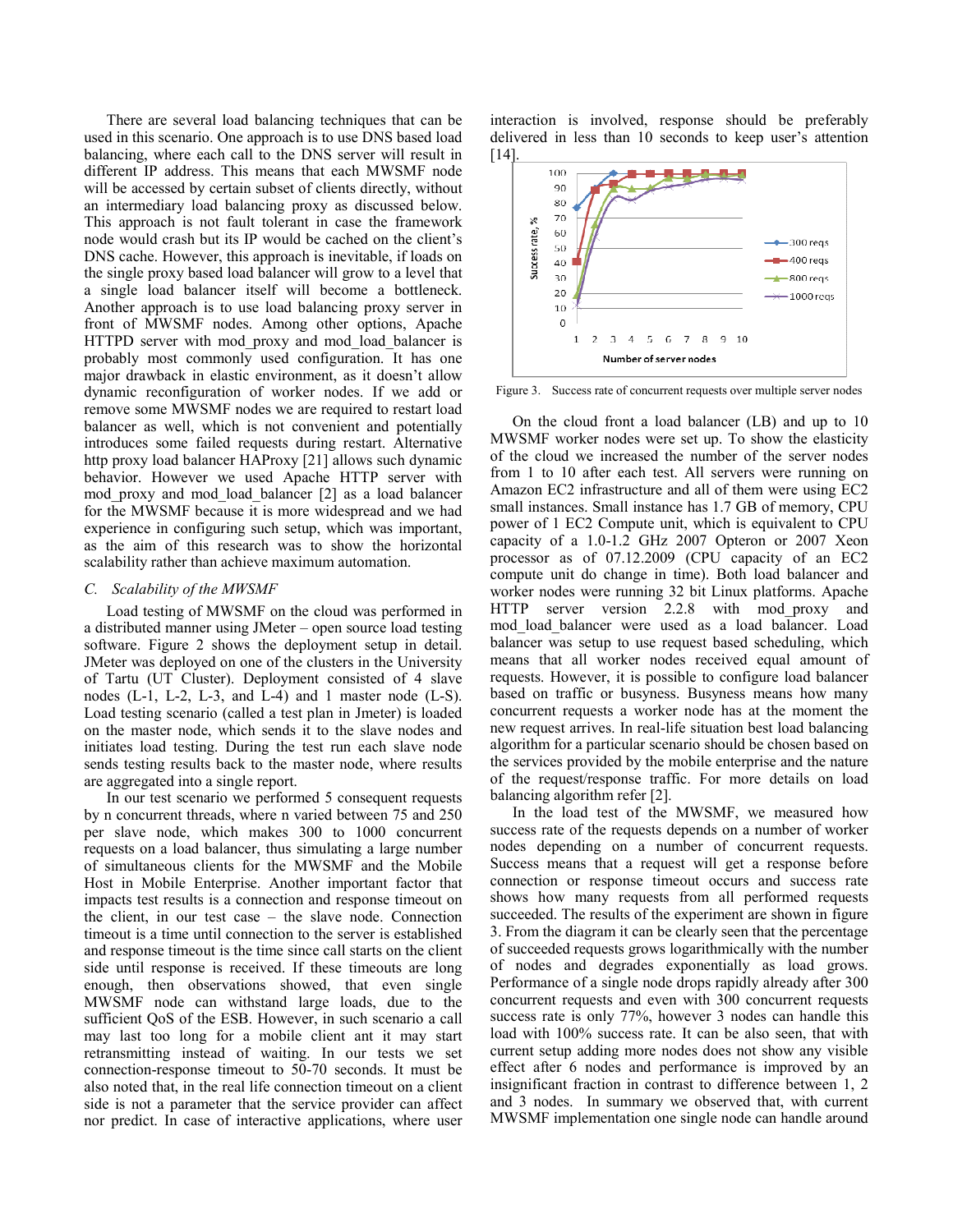There are several load balancing techniques that can be used in this scenario. One approach is to use DNS based load balancing, where each call to the DNS server will result in different IP address. This means that each MWSMF node will be accessed by certain subset of clients directly, without an intermediary load balancing proxy as discussed below. This approach is not fault tolerant in case the framework node would crash but its IP would be cached on the client's DNS cache. However, this approach is inevitable, if loads on the single proxy based load balancer will grow to a level that a single load balancer itself will become a bottleneck. Another approach is to use load balancing proxy server in front of MWSMF nodes. Among other options, Apache HTTPD server with mod_proxy and mod_load_balancer is probably most commonly used configuration. It has one major drawback in elastic environment, as it doesn't allow dynamic reconfiguration of worker nodes. If we add or remove some MWSMF nodes we are required to restart load balancer as well, which is not convenient and potentially introduces some failed requests during restart. Alternative http proxy load balancer HAProxy [21] allows such dynamic behavior. However we used Apache HTTP server with mod_proxy and mod_load_balancer [2] as a load balancer for the MWSMF because it is more widespread and we had experience in configuring such setup, which was important, as the aim of this research was to show the horizontal scalability rather than achieve maximum automation.

### *C. Scalability of the MWSMF*

Load testing of MWSMF on the cloud was performed in a distributed manner using JMeter – open source load testing software. Figure 2 shows the deployment setup in detail. JMeter was deployed on one of the clusters in the University of Tartu (UT Cluster). Deployment consisted of 4 slave nodes (L-1, L-2, L-3, and L-4) and 1 master node (L-S). Load testing scenario (called a test plan in Jmeter) is loaded on the master node, which sends it to the slave nodes and initiates load testing. During the test run each slave node sends testing results back to the master node, where results are aggregated into a single report.

In our test scenario we performed 5 consequent requests by n concurrent threads, where n varied between 75 and 250 per slave node, which makes 300 to 1000 concurrent requests on a load balancer, thus simulating a large number of simultaneous clients for the MWSMF and the Mobile Host in Mobile Enterprise. Another important factor that impacts test results is a connection and response timeout on the client, in our test case – the slave node. Connection timeout is a time until connection to the server is established and response timeout is the time since call starts on the client side until response is received. If these timeouts are long enough, then observations showed, that even single MWSMF node can withstand large loads, due to the sufficient QoS of the ESB. However, in such scenario a call may last too long for a mobile client ant it may start retransmitting instead of waiting. In our tests we set connection-response timeout to 50-70 seconds. It must be also noted that, in the real life connection timeout on a client side is not a parameter that the service provider can affect nor predict. In case of interactive applications, where user interaction is involved, response should be preferably delivered in less than 10 seconds to keep user's attention [14].

Figure 3. Success rate of concurrent requests over multiple server nodes

On the cloud front a load balancer (LB) and up to 10 MWSMF worker nodes were set up. To show the elasticity of the cloud we increased the number of the server nodes from 1 to 10 after each test. All servers were running on Amazon EC2 infrastructure and all of them were using EC2 small instances. Small instance has 1.7 GB of memory, CPU power of 1 EC2 Compute unit, which is equivalent to CPU capacity of a 1.0-1.2 GHz 2007 Opteron or 2007 Xeon processor as of 07.12.2009 (CPU capacity of an EC2 compute unit do change in time). Both load balancer and worker nodes were running 32 bit Linux platforms. Apache HTTP server version 2.2.8 with mod_proxy and mod_load_balancer were used as a load balancer. Load balancer was setup to use request based scheduling, which means that all worker nodes received equal amount of requests. However, it is possible to configure load balancer based on traffic or busyness. Busyness means how many concurrent requests a worker node has at the moment the new request arrives. In real-life situation best load balancing algorithm for a particular scenario should be chosen based on the services provided by the mobile enterprise and the nature of the request/response traffic. For more details on load balancing algorithm refer [2].

In the load test of the MWSMF, we measured how success rate of the requests depends on a number of worker nodes depending on a number of concurrent requests. Success means that a request will get a response before connection or response timeout occurs and success rate shows how many requests from all performed requests succeeded. The results of the experiment are shown in figure 3. From the diagram it can be clearly seen that the percentage of succeeded requests grows logarithmically with the number of nodes and degrades exponentially as load grows. Performance of a single node drops rapidly already after 300 concurrent requests and even with 300 concurrent requests success rate is only 77%, however 3 nodes can handle this load with 100% success rate. It can be also seen, that with current setup adding more nodes does not show any visible effect after 6 nodes and performance is improved by an insignificant fraction in contrast to difference between 1, 2 and 3 nodes. In summary we observed that, with current MWSMF implementation one single node can handle around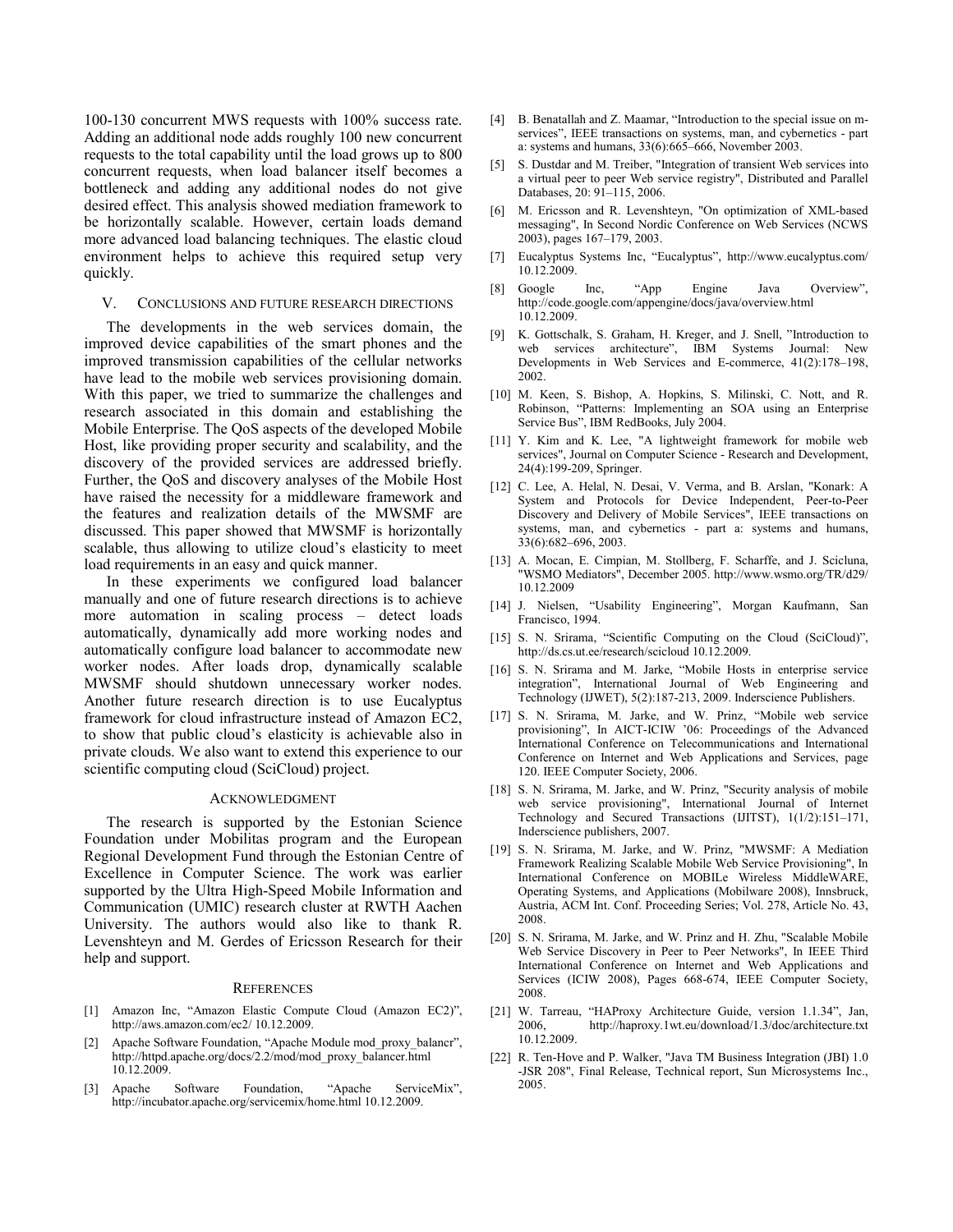100-130 concurrent MWS requests with 100% success rate. Adding an additional node adds roughly 100 new concurrent requests to the total capability until the load grows up to 800 concurrent requests, when load balancer itself becomes a bottleneck and adding any additional nodes do not give desired effect. This analysis showed mediation framework to be horizontally scalable. However, certain loads demand more advanced load balancing techniques. The elastic cloud environment helps to achieve this required setup very quickly.

## V. Conclusions and Future Research Directions

The developments in the web services domain, the improved device capabilities of the smart phones and the improved transmission capabilities of the cellular networks have lead to the mobile web services provisioning domain. With this paper, we tried to summarize the challenges and research associated in this domain and establishing the Mobile Enterprise. The QoS aspects of the developed Mobile Host, like providing proper security and scalability, and the discovery of the provided services are addressed briefly. Further, the QoS and discovery analyses of the Mobile Host have raised the necessity for a middleware framework and the features and realization details of the MWSMF are discussed. This paper showed that MWSMF is horizontally scalable, thus allowing to utilize cloud's elasticity to meet load requirements in an easy and quick manner.

In these experiments we configured load balancer manually and one of future research directions is to achieve more automation in scaling process – detect loads automatically, dynamically add more working nodes and automatically configure load balancer to accommodate new worker nodes. After loads drop, dynamically scalable MWSMF should shutdown unnecessary worker nodes. Another future research direction is to use Eucalyptus framework for cloud infrastructure instead of Amazon EC2, to show that public cloud's elasticity is achievable also in private clouds. We also want to extend this experience to our scientific computing cloud (SciCloud) project.

## Acknowledgment

The research is supported by the Estonian Science Foundation under Mobilitas program and the European Regional Development Fund through the Estonian Centre of Excellence in Computer Science. The work was earlier supported by the Ultra High-Speed Mobile Information and Communication (UMIC) research cluster at RWTH Aachen University. The authors would also like to thank R. Levenshteyn and M. Gerdes of Ericsson Research for their help and support.

## References

[1] Amazon Inc, "Amazon Elastic Compute Cloud (Amazon EC2)", http://aws.amazon.com/ec2/ 10.12.2009.

[2] Apache Software Foundation, "Apache Module mod_proxy_balancr", http://httpd.apache.org/docs/2.2/mod/mod_proxy_balancer.html 10.12.2009.

[3] Apache Software Foundation, "Apache ServiceMix", http://incubator.apache.org/servicemix/home.html 10.12.2009.

[4] B. Benatallah and Z. Maamar, "Introduction to the special issue on m-services", IEEE transactions on systems, man, and cybernetics - part a: systems and humans, 33(6):665–666, November 2003.

[5] S. Dustdar and M. Treiber, "Integration of transient Web services into a virtual peer to peer Web service registry", Distributed and Parallel Databases, 20: 91–115, 2006.

[6] M. Ericsson and R. Levenshteyn, "On optimization of XML-based messaging", In Second Nordic Conference on Web Services (NCWS 2003), pages 167–179, 2003.

[7] Eucalyptus Systems Inc, "Eucalyptus", http://www.eucalyptus.com/ 10.12.2009.

[8] Google Inc, "App Engine Java Overview", http://code.google.com/appengine/docs/java/overview.html 10.12.2009.

[9] K. Gottschalk, S. Graham, H. Kreger, and J. Snell, "Introduction to web services architecture", IBM Systems Journal: New Developments in Web Services and E-commerce, 41(2):178–198, 2002.

[10] M. Keen, S. Bishop, A. Hopkins, S. Milinski, C. Nott, and R. Robinson, "Patterns: Implementing an SOA using an Enterprise Service Bus", IBM RedBooks, July 2004.

[11] Y. Kim and K. Lee, "A lightweight framework for mobile web services", Journal on Computer Science - Research and Development, 24(4):199-209, Springer.

[12] C. Lee, A. Helal, N. Desai, V. Verma, and B. Arslan, "Konark: A System and Protocols for Device Independent, Peer-to-Peer Discovery and Delivery of Mobile Services", IEEE transactions on systems, man, and cybernetics - part a: systems and humans, 33(6):682–696, 2003.

[13] A. Mocan, E. Cimpian, M. Stollberg, F. Scharffe, and J. Scicluna, "WSMO Mediators", December 2005. http://www.wsmo.org/TR/d29/ 10.12.2009

[14] J. Nielsen, "Usability Engineering", Morgan Kaufmann, San Francisco, 1994.

[15] S. N. Srirama, "Scientific Computing on the Cloud (SciCloud)", http://ds.cs.ut.ee/research/scicloud 10.12.2009.

[16] S. N. Srirama and M. Jarke, "Mobile Hosts in enterprise service integration", International Journal of Web Engineering and Technology (IJWET), 5(2):187-213, 2009. Inderscience Publishers.

[17] S. N. Srirama, M. Jarke, and W. Prinz, "Mobile web service provisioning", In AICT-ICIW '06: Proceedings of the Advanced International Conference on Telecommunications and International Conference on Internet and Web Applications and Services, page 120. IEEE Computer Society, 2006.

[18] S. N. Srirama, M. Jarke, and W. Prinz, "Security analysis of mobile web service provisioning", International Journal of Internet Technology and Secured Transactions (IJITST), 1(1/2):151–171, Inderscience publishers, 2007.

[19] S. N. Srirama, M. Jarke, and W. Prinz, "MWSMF: A Mediation Framework Realizing Scalable Mobile Web Service Provisioning", In International Conference on MOBILe Wireless MiddleWARE, Operating Systems, and Applications (Mobilware 2008), Innsbruck, Austria, ACM Int. Conf. Proceeding Series; Vol. 278, Article No. 43, 2008.

[20] S. N. Srirama, M. Jarke, and W. Prinz and H. Zhu, "Scalable Mobile Web Service Discovery in Peer to Peer Networks", In IEEE Third International Conference on Internet and Web Applications and Services (ICIW 2008), Pages 668-674, IEEE Computer Society, 2008.

[21] W. Tarreau, "HAProxy Architecture Guide, version 1.1.34", Jan, 2006, http://haproxy.1wt.eu/download/1.3/doc/architecture.txt 10.12.2009.

[22] R. Ten-Hove and P. Walker, "Java TM Business Integration (JBI) 1.0 -JSR 208", Final Release, Technical report, Sun Microsystems Inc., 2005.